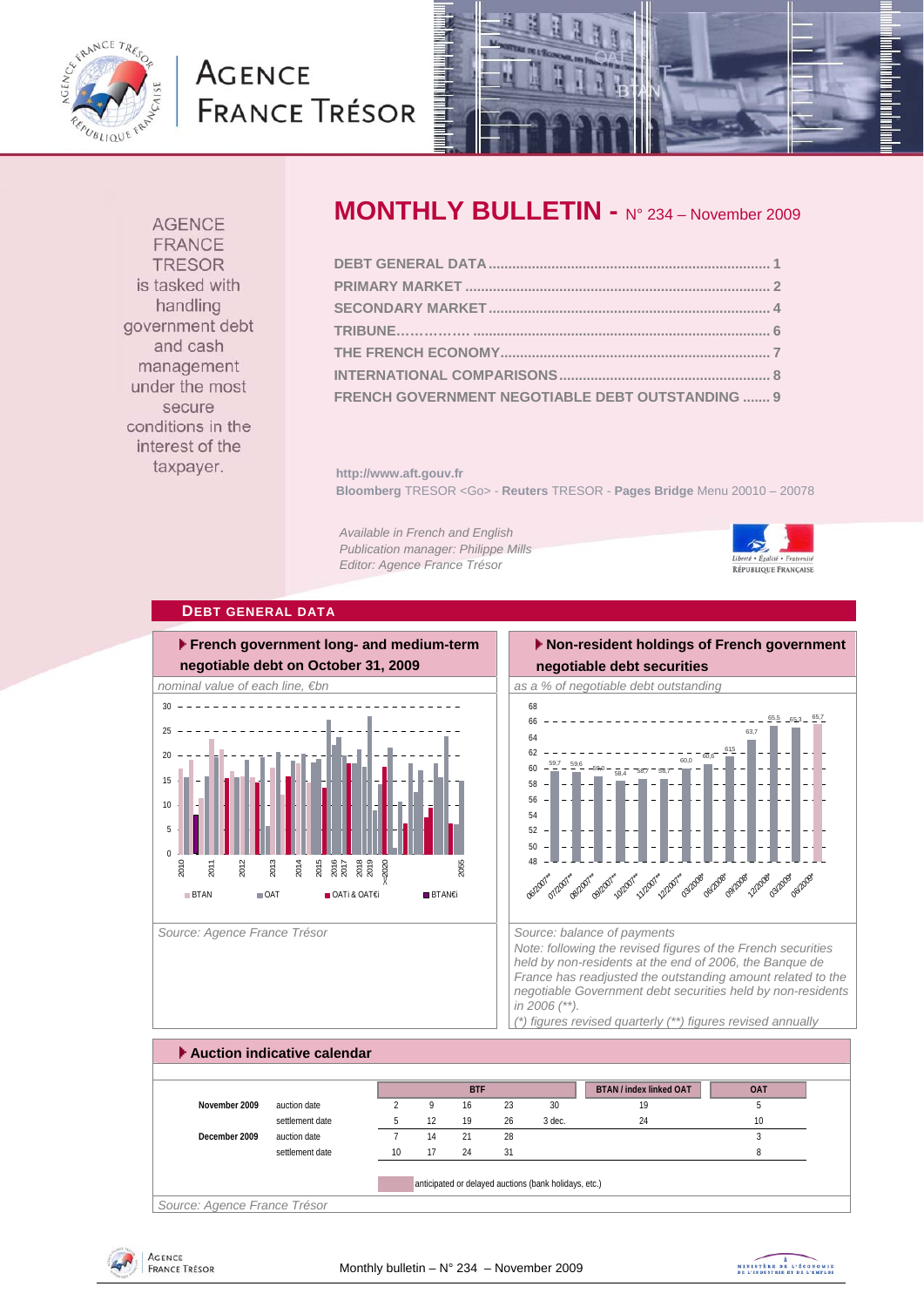# MONTHLY BULLETIN - N° 234 – November 2009

AGENCE FRANCE TRESOR is tasked with handling government debt and cash management under the most secure conditions in the interest of the taxpayer.

- DEBT GENERAL DATA ........ 1
- PRIMARY MARKET ........ 2
- SECONDARY MARKET ........ 4
- TRIBUNE ........ 6
- THE FRENCH ECONOMY ........ 7
- INTERNATIONAL COMPARISONS ........ 8
- FRENCH GOVERNMENT NEGOTIABLE DEBT OUTSTANDING ........ 9

**http://www.aft.gouv.fr**
**Bloomberg** TRESOR <Go> - **Reuters** TRESOR - **Pages Bridge** Menu 20010 – 20078

*Available in French and English*
*Publication manager: Philippe Mills*
*Editor: Agence France Trésor*

## DEBT GENERAL DATA

### French government long- and medium-term negotiable debt on October 31, 2009

*nominal value of each line, €bn*

Legend: BTAN, OAT, OATi & OAT€i, BTAN€i

Source: Agence France Trésor

### Non-resident holdings of French government negotiable debt securities

*as a % of negotiable debt outstanding*

| 06/2007** | 07/2007** | 08/2007** | 09/2007** | 10/2007** | 11/2007** | 12/2007** | 03/2008* | 06/2008* | 09/2008* | 12/2008* | 03/2009* | 06/2009* |
|---|---|---|---|---|---|---|---|---|---|---|---|---|
| 59,7 | 59,6 | 59,0 | 58,4 | 58,7 | 58,7 | 60,0 | 60,6 | 61,5 | 63,7 | 65,5 | 65,3 | 65,7 |

Source: balance of payments

*Note: following the revised figures of the French securities held by non-residents at the end of 2006, the Banque de France has readjusted the outstanding amount related to the negotiable Government debt securities held by non-residents in 2006 (\*\*).*

*(\*) figures revised quarterly (\*\*) figures revised annually*

### Auction indicative calendar

| | | BTF | | | | | BTAN / index linked OAT | OAT |
|---|---|---|---|---|---|---|---|---|
| November 2009 | auction date | 2 | 9 | 16 | 23 | 30 | 19 | 5 |
| | settlement date | 5 | 12 | 19 | 26 | 3 dec. | 24 | 10 |
| December 2009 | auction date | 7 | 14 | 21 | 28 | | | 3 |
| | settlement date | 10 | 17 | 24 | 31 | | | 8 |

anticipated or delayed auctions (bank holidays, etc.)

Source: Agence France Trésor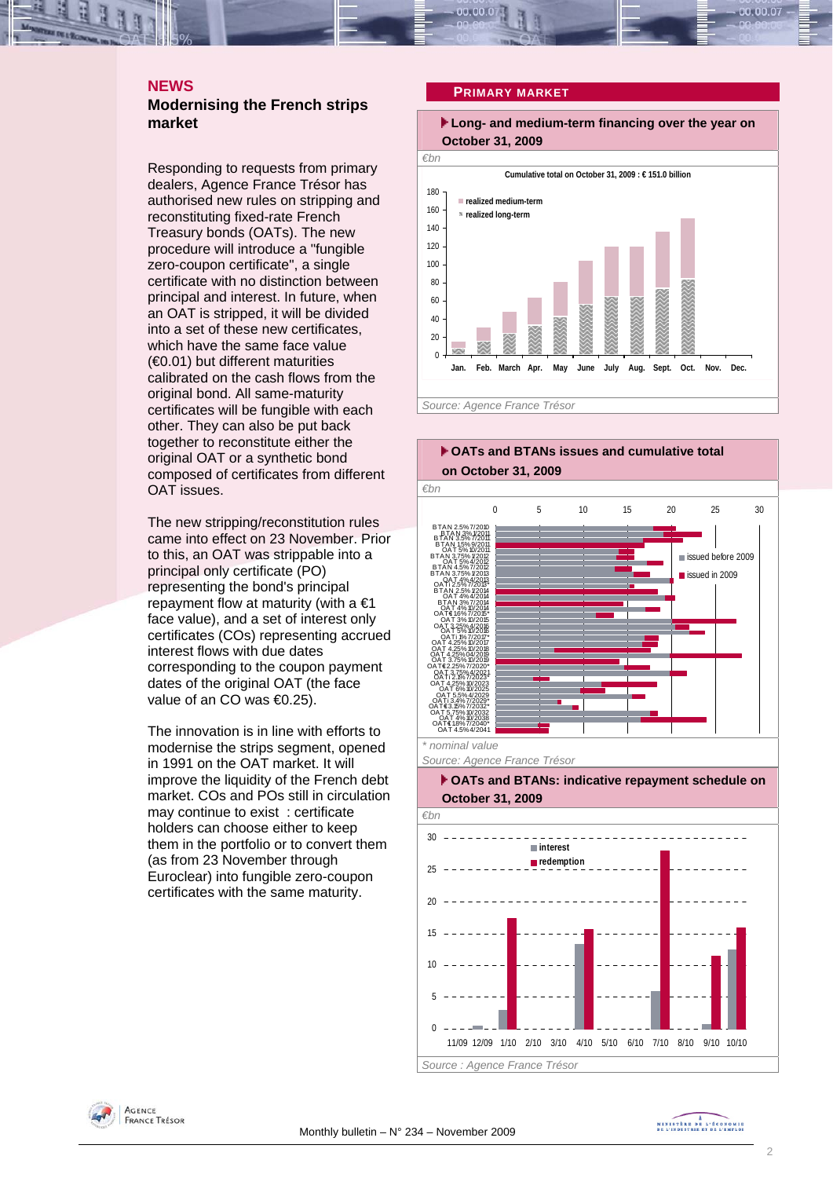## NEWS

### Modernising the French strips market

Responding to requests from primary dealers, Agence France Trésor has authorised new rules on stripping and reconstituting fixed-rate French Treasury bonds (OATs). The new procedure will introduce a "fungible zero-coupon certificate", a single certificate with no distinction between principal and interest. In future, when an OAT is stripped, it will be divided into a set of these new certificates, which have the same face value (€0.01) but different maturities calibrated on the cash flows from the original bond. All same-maturity certificates will be fungible with each other. They can also be put back together to reconstitute either the original OAT or a synthetic bond composed of certificates from different OAT issues.

The new stripping/reconstitution rules came into effect on 23 November. Prior to this, an OAT was strippable into a principal only certificate (PO) representing the bond's principal repayment flow at maturity (with a €1 face value), and a set of interest only certificates (COs) representing accrued interest flows with due dates corresponding to the coupon payment dates of the original OAT (the face value of an CO was €0.25).

The innovation is in line with efforts to modernise the strips segment, opened in 1991 on the OAT market. It will improve the liquidity of the French debt market. COs and POs still in circulation may continue to exist : certificate holders can choose either to keep them in the portfolio or to convert them (as from 23 November through Euroclear) into fungible zero-coupon certificates with the same maturity.

## PRIMARY MARKET

### Long- and medium-term financing over the year on October 31, 2009

€bn

Cumulative total on October 31, 2009 : € 151.0 billion

Legend: realized medium-term; realized long-term

Months: Jan., Feb., March, Apr., May, June, July, Aug., Sept., Oct., Nov., Dec.

Source: Agence France Trésor

### OATs and BTANs issues and cumulative total on October 31, 2009

€bn

Legend: issued before 2009; issued in 2009

BTAN 2.5% 7/2010, BTAN 3% 1/2011, BTAN 3.5% 7/2011, BTAN 1.5% 9/2011, OAT 5% 10/2011, BTAN 3.75% 1/2012, OAT 5% 4/2012, BTAN 4.5% 7/2012, BTAN 3.75% 1/2013, OAT 4% 4/2013, OATi 2.5% 7/2013*, BTAN 2.5% 1/2014, OAT 4% 4/2014, BTAN 3% 7/2014, OAT 4% 10/2014, OAT€i 1.6% 7/2015*, OAT 3% 10/2015, OAT 3.25% 4/2016, OAT 5% 10/2016, OATi 1% 7/2017*, OAT 4.25% 10/2017, OAT 4.25% 10/2018, OAT 4.25% 04/2019, OAT 3.75% 10/2019, OAT€i 2.25% 7/2020*, OAT 3.75% 4/2021, OATi 2.1% 7/2023*, OAT 4.25% 10/2023, OAT 6% 10/2025, OAT 5.5% 4/2029, OATi 3.4% 7/2029*, OAT€i 3.15% 7/2032*, OAT 5.75% 10/2032, OAT 4% 10/2038, OAT€i 1.8% 7/2040*, OAT 4.5% 4/2041

\* nominal value

Source: Agence France Trésor

### OATs and BTANs: indicative repayment schedule on October 31, 2009

€bn

Legend: interest; redemption

11/09, 12/09, 1/10, 2/10, 3/10, 4/10, 5/10, 6/10, 7/10, 8/10, 9/10, 10/10

Source : Agence France Trésor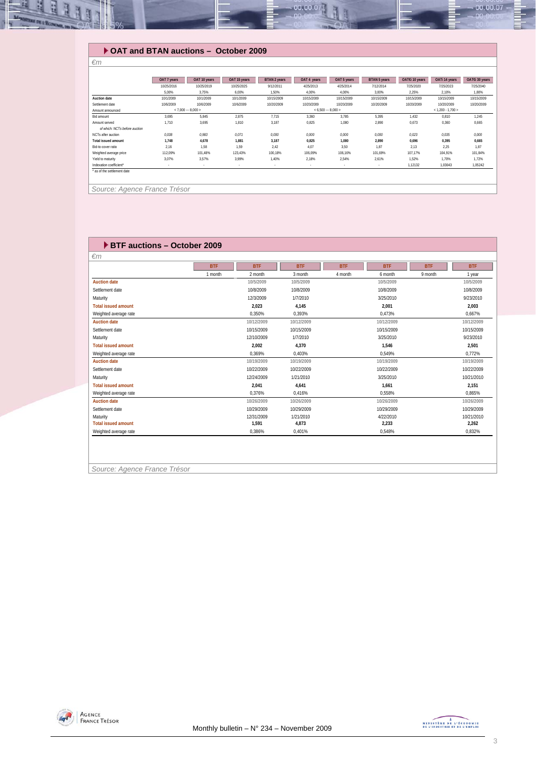## OAT and BTAN auctions – October 2009

*€m*

| | OAT 7 years | OAT 10 years | OAT 15 years | BTAN 2 years | OAT 4 years | OAT 5 years | BTAN 5 years | OAT€i 10 years | OATi 14 years | OAT€i 30 years |
|---|---|---|---|---|---|---|---|---|---|---|
| | 10/25/2016 | 10/25/2019 | 10/25/2025 | 9/12/2011 | 4/25/2013 | 4/25/2014 | 7/12/2014 | 7/25/2020 | 7/25/2023 | 7/25/2040 |
| | 5,00% | 3,75% | 6,00% | 1,50% | 4,00% | 4,00% | 3,00% | 2,25% | 2,10% | 1,80% |
| **Auction date** | 10/1/2009 | 10/1/2009 | 10/1/2009 | 10/15/2009 | 10/15/2009 | 10/15/2009 | 10/15/2009 | 10/15/2009 | 10/15/2009 | 10/15/2009 |
| Settlement date | 10/6/2009 | 10/6/2009 | 10/6/2009 | 10/20/2009 | 10/20/2009 | 10/20/2009 | 10/20/2009 | 10/20/2009 | 10/20/2009 | 10/20/2009 |
| Amount announced | < 7,000 --- 8,000 > | | | | < 6,500 --- 8,000 > | | | | < 1,200 - 1,700 > | |
| Bid amount | 3,695 | 5,845 | 2,875 | 7,715 | 3,360 | 3,785 | 5,395 | 1,432 | 0,810 | 1,245 |
| Amount served | 1,710 | 3,695 | 1,810 | 3,187 | 0,825 | 1,080 | 2,890 | 0,673 | 0,360 | 0,665 |
| *of which: NCTs before auction* | | | | | | | | | | |
| NCTs after auction | *0,038* | *0,983* | *0,071* | *0,000* | *0,000* | *0,000* | *0,000* | *0,023* | *0,035* | *0,000* |
| **Total issued amount** | **1,748** | **4,678** | **1,881** | **3,187** | **0,825** | **1,080** | **2,890** | **0,696** | **0,395** | **0,665** |
| Bid-to-cover ratio | 2,16 | 1,58 | 1,59 | 2,42 | 4,07 | 3,50 | 1,87 | 2,13 | 2,25 | 1,87 |
| Weighted average price | 112,09% | 101,48% | 123,43% | 100,18% | 106,09% | 106,16% | 101,69% | 107,17% | 104,91% | 101,84% |
| Yield to maturity | 3,07% | 3,57% | 3,99% | 1,40% | 2,18% | 2,54% | 2,61% | 1,52% | 1,70% | 1,72% |
| Indexation coefficient* | - | - | - | - | - | - | - | 1,12132 | 1,03043 | 1,05242 |

\* as of the settlement date

Source: Agence France Trésor

## BTF auctions – October 2009

*€m*

| | BTF | BTF | BTF | BTF | BTF | BTF | BTF |
|---|---|---|---|---|---|---|---|
| | 1 month | 2 month | 3 month | 4 month | 6 month | 9 month | 1 year |
| **Auction date** | | 10/5/2009 | 10/5/2009 | | 10/5/2009 | | 10/5/2009 |
| Settlement date | | 10/8/2009 | 10/8/2009 | | 10/8/2009 | | 10/8/2009 |
| Maturity | | 12/3/2009 | 1/7/2010 | | 3/25/2010 | | 9/23/2010 |
| **Total issued amount** | | **2,023** | **4,145** | | **2,001** | | **2,003** |
| Weighted average rate | | 0,350% | 0,393% | | 0,473% | | 0,667% |
| **Auction date** | | 10/12/2009 | 10/12/2009 | | 10/12/2009 | | 10/12/2009 |
| Settlement date | | 10/15/2009 | 10/15/2009 | | 10/15/2009 | | 10/15/2009 |
| Maturity | | 12/10/2009 | 1/7/2010 | | 3/25/2010 | | 9/23/2010 |
| **Total issued amount** | | **2,002** | **4,370** | | **1,546** | | **2,501** |
| Weighted average rate | | 0,369% | 0,403% | | 0,549% | | 0,772% |
| **Auction date** | | 10/19/2009 | 10/19/2009 | | 10/19/2009 | | 10/19/2009 |
| Settlement date | | 10/22/2009 | 10/22/2009 | | 10/22/2009 | | 10/22/2009 |
| Maturity | | 12/24/2009 | 1/21/2010 | | 3/25/2010 | | 10/21/2010 |
| **Total issued amount** | | **2,041** | **4,641** | | **1,661** | | **2,151** |
| Weighted average rate | | 0,376% | 0,416% | | 0,558% | | 0,865% |
| **Auction date** | | 10/26/2009 | 10/26/2009 | | 10/26/2009 | | 10/26/2009 |
| Settlement date | | 10/29/2009 | 10/29/2009 | | 10/29/2009 | | 10/29/2009 |
| Maturity | | 12/31/2009 | 1/21/2010 | | 4/22/2010 | | 10/21/2010 |
| **Total issued amount** | | **1,591** | **4,873** | | **2,233** | | **2,262** |
| Weighted average rate | | 0,386% | 0,401% | | 0,548% | | 0,832% |

Source: Agence France Trésor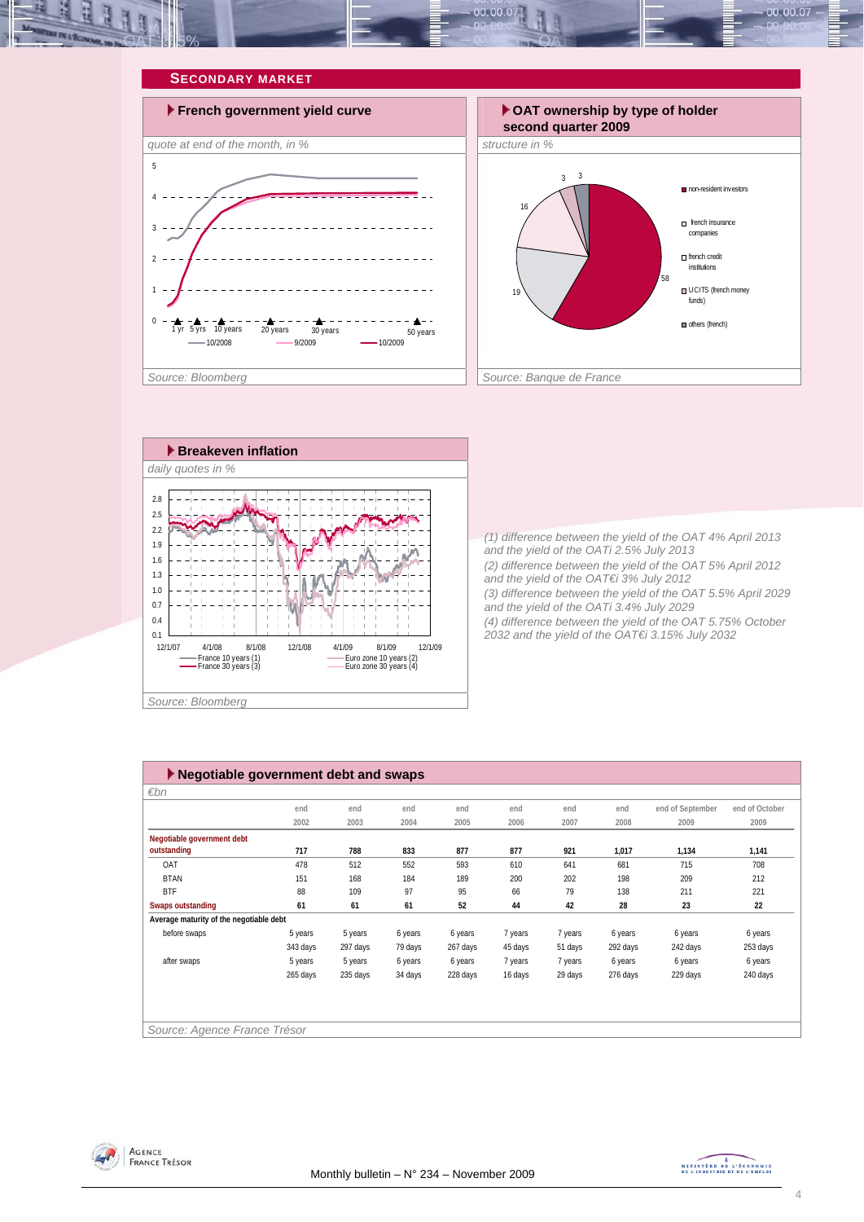## SECONDARY MARKET

### French government yield curve

*quote at end of the month, in %*

Source: Bloomberg

### OAT ownership by type of holder second quarter 2009

*structure in %*

Source: Banque de France

### Breakeven inflation

*daily quotes in %*

Source: Bloomberg

*(1) difference between the yield of the OAT 4% April 2013 and the yield of the OATi 2.5% July 2013*

*(2) difference between the yield of the OAT 5% April 2012 and the yield of the OAT€i 3% July 2012*

*(3) difference between the yield of the OAT 5.5% April 2029 and the yield of the OATi 3.4% July 2029*

*(4) difference between the yield of the OAT 5.75% October 2032 and the yield of the OAT€i 3.15% July 2032*

### Negotiable government debt and swaps

*€bn*

| | end 2002 | end 2003 | end 2004 | end 2005 | end 2006 | end 2007 | end 2008 | end of September 2009 | end of October 2009 |
|---|---|---|---|---|---|---|---|---|---|
| **Negotiable government debt outstanding** | **717** | **788** | **833** | **877** | **877** | **921** | **1,017** | **1,134** | **1,141** |
| OAT | 478 | 512 | 552 | 593 | 610 | 641 | 681 | 715 | 708 |
| BTAN | 151 | 168 | 184 | 189 | 200 | 202 | 198 | 209 | 212 |
| BTF | 88 | 109 | 97 | 95 | 66 | 79 | 138 | 211 | 221 |
| **Swaps outstanding** | **61** | **61** | **61** | **52** | **44** | **42** | **28** | **23** | **22** |
| **Average maturity of the negotiable debt** | | | | | | | | | |
| before swaps | 5 years | 5 years | 6 years | 6 years | 7 years | 7 years | 6 years | 6 years | 6 years |
| | 343 days | 297 days | 79 days | 267 days | 45 days | 51 days | 292 days | 242 days | 253 days |
| after swaps | 5 years | 5 years | 6 years | 6 years | 7 years | 7 years | 6 years | 6 years | 6 years |
| | 265 days | 235 days | 34 days | 228 days | 16 days | 29 days | 276 days | 229 days | 240 days |

Source: Agence France Trésor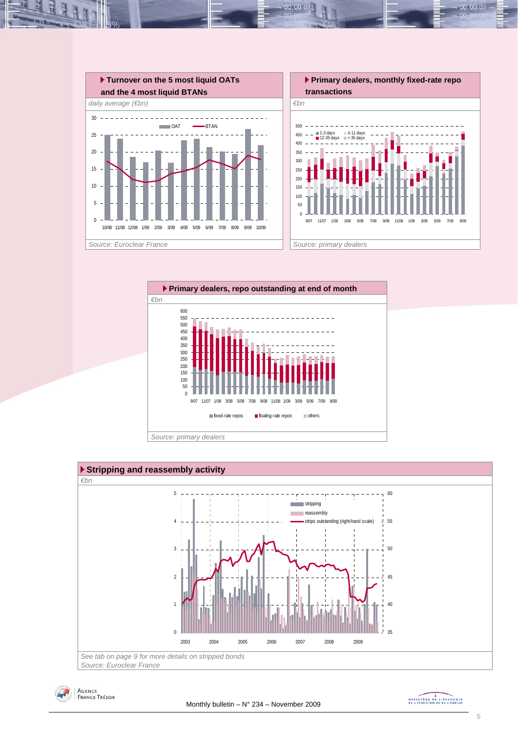### Turnover on the 5 most liquid OATs and the 4 most liquid BTANs

*daily average (€bn)*

Source: Euroclear France

### Primary dealers, monthly fixed-rate repo transactions

*€bn*

Source: primary dealers

### Primary dealers, repo outstanding at end of month

*€bn*

Source: primary dealers

### Stripping and reassembly activity

*€bn*

*See tab on page 9 for more details on stripped bonds*

*Source: Euroclear France*

Monthly bulletin – N° 234 – November 2009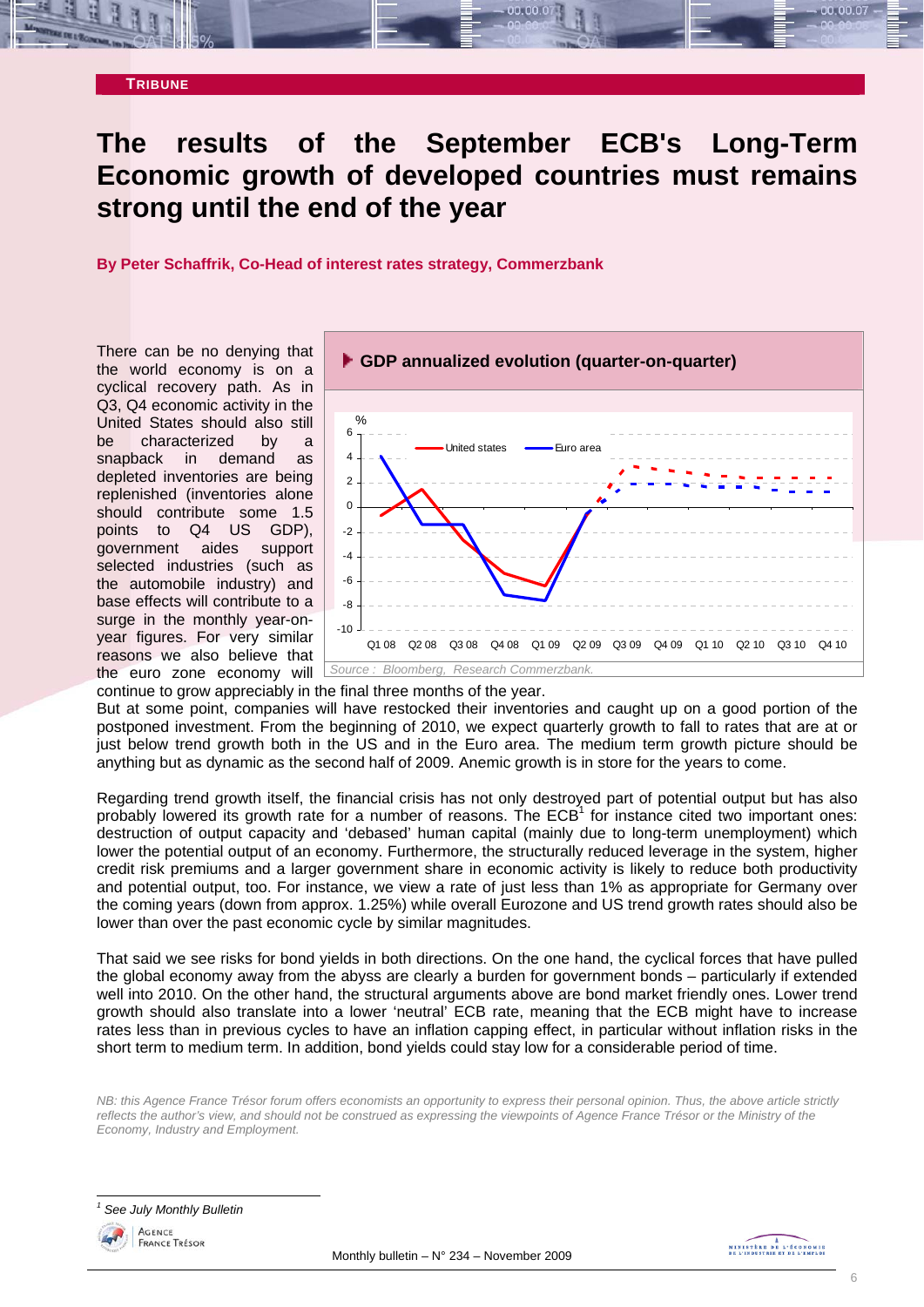**TRIBUNE**

# The results of the September ECB's Long-Term Economic growth of developed countries must remains strong until the end of the year

**By Peter Schaffrik, Co-Head of interest rates strategy, Commerzbank**

There can be no denying that the world economy is on a cyclical recovery path. As in Q3, Q4 economic activity in the United States should also still be characterized by a snapback in demand as depleted inventories are being replenished (inventories alone should contribute some 1.5 points to Q4 US GDP), government aides support selected industries (such as the automobile industry) and base effects will contribute to a surge in the monthly year-on-year figures. For very similar reasons we also believe that the euro zone economy will continue to grow appreciably in the final three months of the year.

**GDP annualized evolution (quarter-on-quarter)**

*Source : Bloomberg, Research Commerzbank.*

But at some point, companies will have restocked their inventories and caught up on a good portion of the postponed investment. From the beginning of 2010, we expect quarterly growth to fall to rates that are at or just below trend growth both in the US and in the Euro area. The medium term growth picture should be anything but as dynamic as the second half of 2009. Anemic growth is in store for the years to come.

Regarding trend growth itself, the financial crisis has not only destroyed part of potential output but has also probably lowered its growth rate for a number of reasons. The ECB[1] for instance cited two important ones: destruction of output capacity and 'debased' human capital (mainly due to long-term unemployment) which lower the potential output of an economy. Furthermore, the structurally reduced leverage in the system, higher credit risk premiums and a larger government share in economic activity is likely to reduce both productivity and potential output, too. For instance, we view a rate of just less than 1% as appropriate for Germany over the coming years (down from approx. 1.25%) while overall Eurozone and US trend growth rates should also be lower than over the past economic cycle by similar magnitudes.

That said we see risks for bond yields in both directions. On the one hand, the cyclical forces that have pulled the global economy away from the abyss are clearly a burden for government bonds – particularly if extended well into 2010. On the other hand, the structural arguments above are bond market friendly ones. Lower trend growth should also translate into a lower 'neutral' ECB rate, meaning that the ECB might have to increase rates less than in previous cycles to have an inflation capping effect, in particular without inflation risks in the short term to medium term. In addition, bond yields could stay low for a considerable period of time.

*NB: this Agence France Trésor forum offers economists an opportunity to express their personal opinion. Thus, the above article strictly reflects the author's view, and should not be construed as expressing the viewpoints of Agence France Trésor or the Ministry of the Economy, Industry and Employment.*

[1] *See July Monthly Bulletin*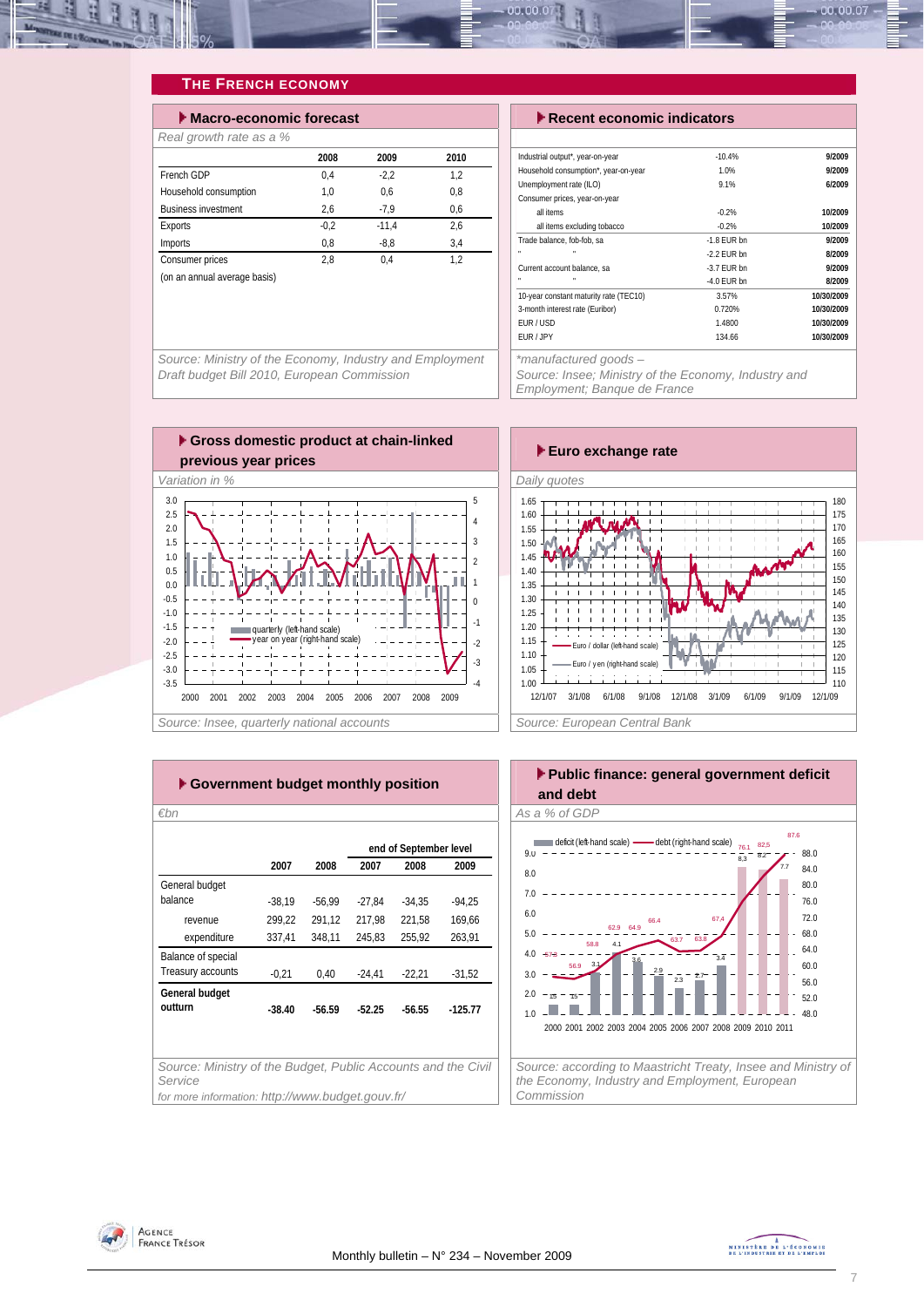## THE FRENCH ECONOMY

### Macro-economic forecast

*Real growth rate as a %*

| | 2008 | 2009 | 2010 |
|---|---|---|---|
| French GDP | 0,4 | -2,2 | 1,2 |
| Household consumption | 1,0 | 0,6 | 0,8 |
| Business investment | 2,6 | -7,9 | 0,6 |
| Exports | -0,2 | -11,4 | 2,6 |
| Imports | 0,8 | -8,8 | 3,4 |
| Consumer prices | 2,8 | 0,4 | 1,2 |
| (on an annual average basis) | | | |

*Source: Ministry of the Economy, Industry and Employment Draft budget Bill 2010, European Commission*

### Recent economic indicators

| | | |
|---|---|---|
| Industrial output*, year-on-year | -10.4% | 9/2009 |
| Household consumption*, year-on-year | 1.0% | 9/2009 |
| Unemployment rate (ILO) | 9.1% | 6/2009 |
| Consumer prices, year-on-year | | |
| all items | -0.2% | 10/2009 |
| all items excluding tobacco | -0.2% | 10/2009 |
| Trade balance, fob-fob, sa | -1.8 EUR bn | 9/2009 |
| " " | -2.2 EUR bn | 8/2009 |
| Current account balance, sa | -3.7 EUR bn | 9/2009 |
| " " | -4.0 EUR bn | 8/2009 |
| 10-year constant maturity rate (TEC10) | 3.57% | 10/30/2009 |
| 3-month interest rate (Euribor) | 0.720% | 10/30/2009 |
| EUR / USD | 1.4800 | 10/30/2009 |
| EUR / JPY | 134.66 | 10/30/2009 |

*\*manufactured goods – Source: Insee; Ministry of the Economy, Industry and Employment; Banque de France*

### Gross domestic product at chain-linked previous year prices

*Variation in %*

*Source: Insee, quarterly national accounts*

### Euro exchange rate

*Daily quotes*

*Source: European Central Bank*

### Government budget monthly position

*€bn*

| | 2007 | 2008 | end of September level 2007 | 2008 | 2009 |
|---|---|---|---|---|---|
| General budget balance | -38,19 | -56,99 | -27,84 | -34,35 | -94,25 |
| revenue | 299,22 | 291,12 | 217,98 | 221,58 | 169,66 |
| expenditure | 337,41 | 348,11 | 245,83 | 255,92 | 263,91 |
| Balance of special Treasury accounts | -0,21 | 0,40 | -24,41 | -22,21 | -31,52 |
| **General budget outturn** | **-38.40** | **-56.59** | **-52.25** | **-56.55** | **-125.77** |

*Source: Ministry of the Budget, Public Accounts and the Civil Service*

*for more information: http://www.budget.gouv.fr/*

### Public finance: general government deficit and debt

*As a % of GDP*

*Source: according to Maastricht Treaty, Insee and Ministry of the Economy, Industry and Employment, European Commission*

Monthly bulletin – N° 234 – November 2009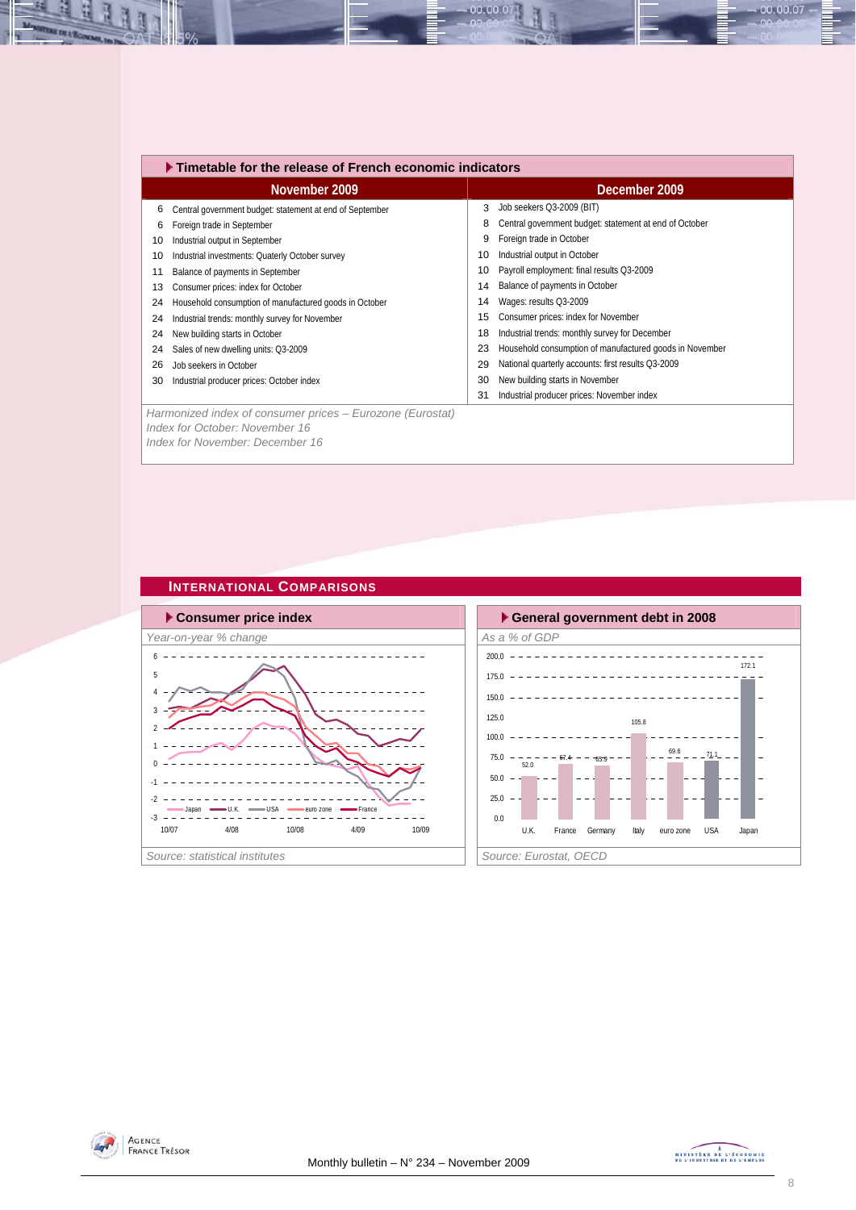## Timetable for the release of French economic indicators

| November 2009 | | December 2009 | |
|---|---|---|---|
| 6 | Central government budget: statement at end of September | 3 | Job seekers Q3-2009 (BIT) |
| 6 | Foreign trade in September | 8 | Central government budget: statement at end of October |
| 10 | Industrial output in September | 9 | Foreign trade in October |
| 10 | Industrial investments: Quaterly October survey | 10 | Industrial output in October |
| 11 | Balance of payments in September | 10 | Payroll employment: final results Q3-2009 |
| 13 | Consumer prices: index for October | 14 | Balance of payments in October |
| 24 | Household consumption of manufactured goods in October | 14 | Wages: results Q3-2009 |
| 24 | Industrial trends: monthly survey for November | 15 | Consumer prices: index for November |
| 24 | New building starts in October | 18 | Industrial trends: monthly survey for December |
| 24 | Sales of new dwelling units: Q3-2009 | 23 | Household consumption of manufactured goods in November |
| 26 | Job seekers in October | 29 | National quarterly accounts: first results Q3-2009 |
| 30 | Industrial producer prices: October index | 30 | New building starts in November |
| | | 31 | Industrial producer prices: November index |

*Harmonized index of consumer prices – Eurozone (Eurostat)*
*Index for October: November 16*
*Index for November: December 16*

## International Comparisons

### Consumer price index

*Year-on-year % change*

Series: Japan, U.K., USA, euro zone, France (10/07 to 10/09)

*Source: statistical institutes*

### General government debt in 2008

*As a % of GDP*

| U.K. | France | Germany | Italy | euro zone | USA | Japan |
|---|---|---|---|---|---|---|
| 52.0 | 67.4 | 65.9 | 105.8 | 69.6 | 71.1 | 172.1 |

*Source: Eurostat, OECD*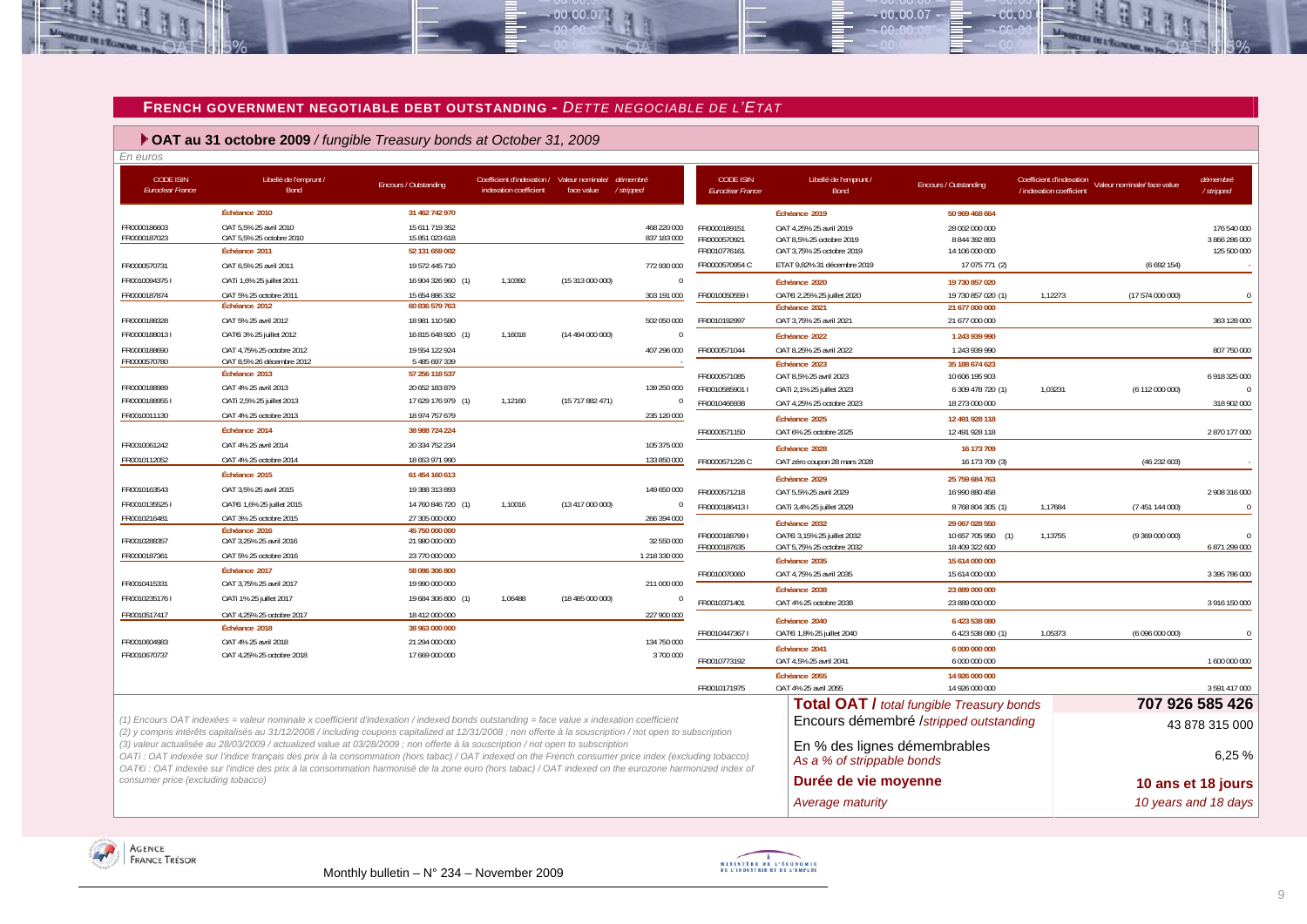## FRENCH GOVERNMENT NEGOTIABLE DEBT OUTSTANDING - *DETTE NEGOCIABLE DE L'ETAT*

### OAT au 31 octobre 2009 / *fungible Treasury bonds at October 31, 2009*

*En euros*

| CODE ISIN *Euroclear France* | Libellé de l'emprunt / Bond | Encours / Outstanding | Coefficient d'indexation / indexation coefficient | Valeur nominale/ face value | démembré / stripped |
|---|---|---|---|---|---|
| | **Échéance 2010** | **31 462 742 970** | | | |
| FR0000186603 | OAT 5,5% 25 avril 2010 | 15 611 719 352 | | | 468 220 000 |
| FR0000187023 | OAT 5,5% 25 octobre 2010 | 15 851 023 618 | | | 837 183 000 |
| | **Échéance 2011** | **52 131 659 002** | | | |
| FR0000570731 | OAT 6,5% 25 avril 2011 | 19 572 445 710 | | | 772 930 000 |
| FR0010094375 I | OATi 1,6% 25 juillet 2011 | 16 904 326 960 (1) | 1,10392 | (15 313 000 000) | 0 |
| FR0000187874 | OAT 5% 25 octobre 2011 | 15 654 886 332 | | | 303 191 000 |
| | **Échéance 2012** | **60 836 579 763** | | | |
| FR0000188328 | OAT 5% 25 avril 2012 | 18 981 110 580 | | | 502 050 000 |
| FR0000188013 I | OAT€i 3% 25 juillet 2012 | 16 815 648 920 (1) | 1,16018 | (14 494 000 000) | 0 |
| FR0000188690 | OAT 4,75% 25 octobre 2012 | 19 554 122 924 | | | 407 296 000 |
| FR0000570780 | OAT 8,5% 26 décembre 2012 | 5 485 697 339 | | | - |
| | **Échéance 2013** | **57 256 118 537** | | | |
| FR0000188989 | OAT 4% 25 avril 2013 | 20 652 183 879 | | | 139 250 000 |
| FR0000188955 I | OATi 2,5% 25 juillet 2013 | 17 629 176 979 (1) | 1,12160 | (15 717 882 471) | 0 |
| FR0010011130 | OAT 4% 25 octobre 2013 | 18 974 757 679 | | | 235 120 000 |
| | **Échéance 2014** | **38 988 724 224** | | | |
| FR0010061242 | OAT 4% 25 avril 2014 | 20 334 752 234 | | | 105 375 000 |
| FR0010112052 | OAT 4% 25 octobre 2014 | 18 653 971 990 | | | 133 850 000 |
| | **Échéance 2015** | **61 454 160 613** | | | |
| FR0010163543 | OAT 3,5% 25 avril 2015 | 19 388 313 893 | | | 149 650 000 |
| FR0010135525 I | OAT€i 1,6% 25 juillet 2015 | 14 760 846 720 (1) | 1,10016 | (13 417 000 000) | 0 |
| FR0010216481 | OAT 3% 25 octobre 2015 | 27 305 000 000 | | | 266 394 000 |
| | **Échéance 2016** | **45 750 000 000** | | | |
| FR0010288357 | OAT 3,25% 25 avril 2016 | 21 980 000 000 | | | 32 550 000 |
| FR0000187361 | OAT 5% 25 octobre 2016 | 23 770 000 000 | | | 1 218 330 000 |
| | **Échéance 2017** | **58 086 306 800** | | | |
| FR0010415331 | OAT 3,75% 25 avril 2017 | 19 990 000 000 | | | 211 000 000 |
| FR0010235176 I | OATi 1% 25 juillet 2017 | 19 684 306 800 (1) | 1,06488 | (18 485 000 000) | 0 |
| FR0010517417 | OAT 4,25% 25 octobre 2017 | 18 412 000 000 | | | 227 900 000 |
| | **Échéance 2018** | **38 963 000 000** | | | |
| FR0010604983 | OAT 4% 25 avril 2018 | 21 294 000 000 | | | 134 750 000 |
| FR0010670737 | OAT 4,25% 25 octobre 2018 | 17 669 000 000 | | | 3 700 000 |
| | **Échéance 2019** | **50 969 468 664** | | | |
| FR0000189151 | OAT 4,25% 25 avril 2019 | 28 002 000 000 | | | 176 540 000 |
| FR0000570921 | OAT 8,5% 25 octobre 2019 | 8 844 392 893 | | | 3 866 286 000 |
| FR0010776161 | OAT 3,75% 25 octobre 2019 | 14 106 000 000 | | | 125 500 000 |
| FR0000570954 C | ETAT 9,82% 31 décembre 2019 | 17 075 771 (2) | | (6 692 154) | - |
| | **Échéance 2020** | **19 730 857 020** | | | |
| FR0010050559 I | OAT€i 2,25% 25 juillet 2020 | 19 730 857 020 (1) | 1,12273 | (17 574 000 000) | 0 |
| | **Échéance 2021** | **21 677 000 000** | | | |
| FR0010192997 | OAT 3,75% 25 avril 2021 | 21 677 000 000 | | | 363 128 000 |
| | **Échéance 2022** | **1 243 939 990** | | | |
| FR0000571044 | OAT 8,25% 25 avril 2022 | 1 243 939 990 | | | 807 750 000 |
| | **Échéance 2023** | **35 188 674 623** | | | |
| FR0000571085 | OAT 8,5% 25 avril 2023 | 10 606 195 903 | | | 6 918 325 000 |
| FR0010585901 I | OATi 2,1% 25 juillet 2023 | 6 309 478 720 (1) | 1,03231 | (6 112 000 000) | 0 |
| FR0010466938 | OAT 4,25% 25 octobre 2023 | 18 273 000 000 | | | 318 902 000 |
| | **Échéance 2025** | **12 491 928 118** | | | |
| FR0000571150 | OAT 6% 25 octobre 2025 | 12 491 928 118 | | | 2 870 177 000 |
| | **Échéance 2028** | **16 173 709** | | | |
| FR0000571226 C | OAT zéro coupon 28 mars 2028 | 16 173 709 (3) | | (46 232 603) | - |
| | **Échéance 2029** | **25 759 684 763** | | | |
| FR0000571218 | OAT 5,5% 25 avril 2029 | 16 990 880 458 | | | 2 908 316 000 |
| FR0000186413 I | OATi 3,4% 25 juillet 2029 | 8 768 804 305 (1) | 1,17684 | (7 451 144 000) | 0 |
| | **Échéance 2032** | **29 067 028 550** | | | |
| FR0000188799 I | OAT€i 3,15% 25 juillet 2032 | 10 657 705 950 (1) | 1,13755 | (9 369 000 000) | 0 |
| FR0000187635 | OAT 5,75% 25 octobre 2032 | 18 409 322 600 | | | 6 871 299 000 |
| | **Échéance 2035** | **15 614 000 000** | | | |
| FR0010070060 | OAT 4,75% 25 avril 2035 | 15 614 000 000 | | | 3 395 786 000 |
| | **Échéance 2038** | **23 889 000 000** | | | |
| FR0010371401 | OAT 4% 25 octobre 2038 | 23 889 000 000 | | | 3 916 150 000 |
| | **Échéance 2040** | **6 423 538 080** | | | |
| FR0010447367 I | OAT€i 1,8% 25 juillet 2040 | 6 423 538 080 (1) | 1,05373 | (6 096 000 000) | 0 |
| | **Échéance 2041** | **6 000 000 000** | | | |
| FR0010773192 | OAT 4,5% 25 avril 2041 | 6 000 000 000 | | | 1 600 000 000 |
| | **Échéance 2055** | **14 926 000 000** | | | |
| FR0010171975 | OAT 4% 25 avril 2055 | 14 926 000 000 | | | 3 591 417 000 |

| | |
|---|---|
| **Total OAT /** *total fungible Treasury bonds* | **707 926 585 426** |
| Encours démembré /*stripped outstanding* | 43 878 315 000 |
| En % des lignes démembrables *As a % of strippable bonds* | 6,25 % |
| **Durée de vie moyenne** | **10 ans et 18 jours** |
| *Average maturity* | *10 years and 18 days* |

*(1) Encours OAT indexées = valeur nominale x coefficient d'indexation / indexed bonds outstanding = face value x indexation coefficient*
*(2) y compris intérêts capitalisés au 31/12/2008 / including coupons capitalized at 12/31/2008 ; non offerte à la souscription / not open to subscription*
*(3) valeur actualisée au 28/03/2009 / actualized value at 03/28/2009 ; non offerte à la souscription / not open to subscription*
*OATi : OAT indexée sur l'indice français des prix à la consommation (hors tabac) / OAT indexed on the French consumer price index (excluding tobacco)*
*OAT€i : OAT indexée sur l'indice des prix à la consommation harmonisé de la zone euro (hors tabac) / OAT indexed on the eurozone harmonized index of consumer price (excluding tobacco)*

Monthly bulletin – N° 234 – November 2009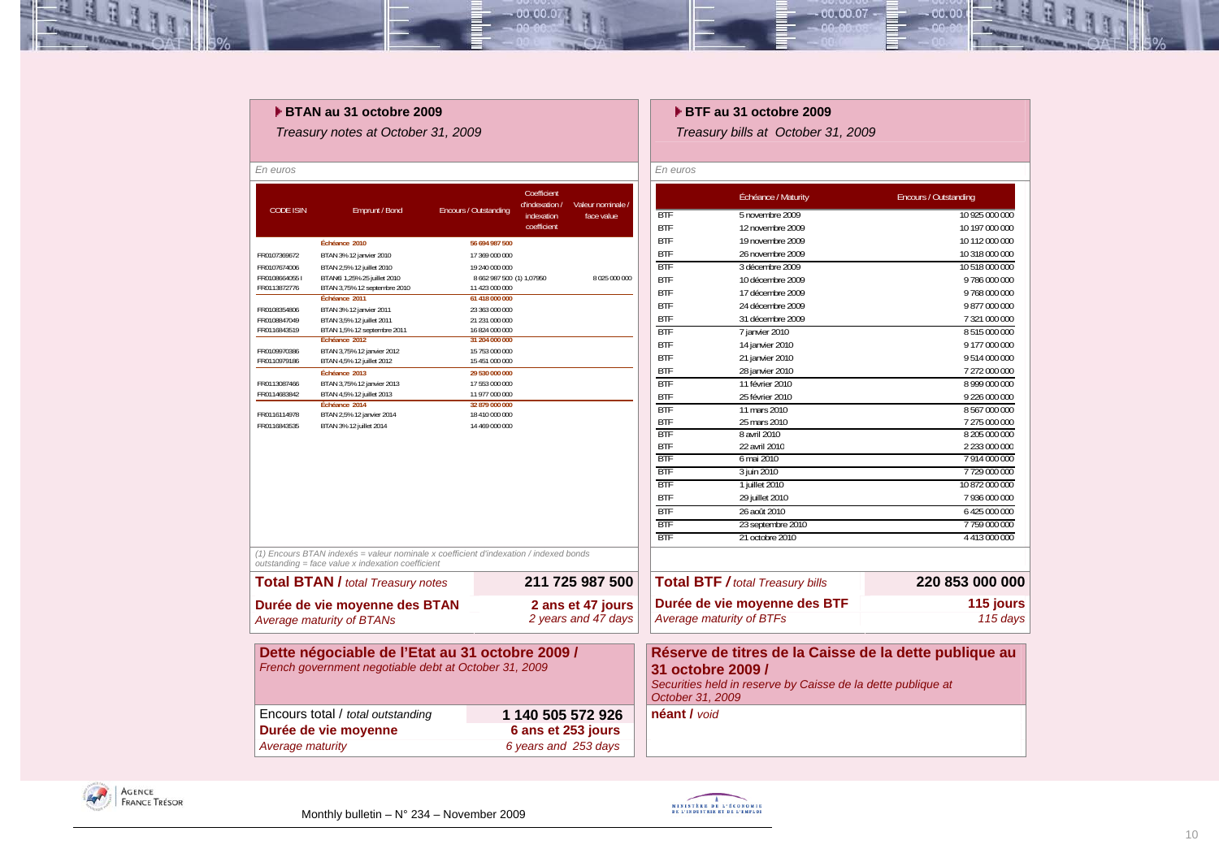## BTAN au 31 octobre 2009

*Treasury notes at October 31, 2009*

*En euros*

| CODE ISIN | Emprunt / Bond | Encours / Outstanding | Coefficient d'indexation / indexation coefficient | Valeur nominale / face value |
|---|---|---|---|---|
| | **Échéance 2010** | **56 694 987 500** | | |
| FR0107369672 | BTAN 3% 12 janvier 2010 | 17 369 000 000 | | |
| FR0107674006 | BTAN 2,5% 12 juillet 2010 | 19 240 000 000 | | |
| FR0108664055 I | BTANi 1,25% 25 juillet 2010 | 8 662 987 500 (1) | 1,07950 | 8 025 000 000 |
| FR0113872776 | BTAN 3,75% 12 septembre 2010 | 11 423 000 000 | | |
| | **Échéance 2011** | **61 418 000 000** | | |
| FR0108354806 | BTAN 3% 12 janvier 2011 | 23 363 000 000 | | |
| FR0108847049 | BTAN 3,5% 12 juillet 2011 | 21 231 000 000 | | |
| FR0116843519 | BTAN 1,5% 12 septembre 2011 | 16 824 000 000 | | |
| | **Échéance 2012** | **31 204 000 000** | | |
| FR0109970386 | BTAN 3,75% 12 janvier 2012 | 15 753 000 000 | | |
| FR0110979186 | BTAN 4,5% 12 juillet 2012 | 15 451 000 000 | | |
| | **Échéance 2013** | **29 530 000 000** | | |
| FR0113087466 | BTAN 3,75% 12 janvier 2013 | 17 553 000 000 | | |
| FR0114683842 | BTAN 4,5% 12 juillet 2013 | 11 977 000 000 | | |
| | **Échéance 2014** | **32 879 000 000** | | |
| FR0116114978 | BTAN 2,5% 12 janvier 2014 | 18 410 000 000 | | |
| FR0116843535 | BTAN 3% 12 juillet 2014 | 14 469 000 000 | | |

*(1) Encours BTAN indexés = valeur nominale x coefficient d'indexation / indexed bonds outstanding = face value x indexation coefficient*

| | |
|---|---|
| **Total BTAN /** *total Treasury notes* | **211 725 987 500** |
| **Durée de vie moyenne des BTAN** *Average maturity of BTANs* | **2 ans et 47 jours** *2 years and 47 days* |

## BTF au 31 octobre 2009

*Treasury bills at October 31, 2009*

*En euros*

| | Échéance / Maturity | Encours / Outstanding |
|---|---|---|
| BTF | 5 novembre 2009 | 10 925 000 000 |
| BTF | 12 novembre 2009 | 10 197 000 000 |
| BTF | 19 novembre 2009 | 10 112 000 000 |
| BTF | 26 novembre 2009 | 10 318 000 000 |
| BTF | 3 décembre 2009 | 10 518 000 000 |
| BTF | 10 décembre 2009 | 9 786 000 000 |
| BTF | 17 décembre 2009 | 9 768 000 000 |
| BTF | 24 décembre 2009 | 9 877 000 000 |
| BTF | 31 décembre 2009 | 7 321 000 000 |
| BTF | 7 janvier 2010 | 8 515 000 000 |
| BTF | 14 janvier 2010 | 9 177 000 000 |
| BTF | 21 janvier 2010 | 9 514 000 000 |
| BTF | 28 janvier 2010 | 7 272 000 000 |
| BTF | 11 février 2010 | 8 999 000 000 |
| BTF | 25 février 2010 | 9 226 000 000 |
| BTF | 11 mars 2010 | 8 567 000 000 |
| BTF | 25 mars 2010 | 7 275 000 000 |
| BTF | 8 avril 2010 | 8 205 000 000 |
| BTF | 22 avril 2010 | 2 233 000 000 |
| BTF | 6 mai 2010 | 7 914 000 000 |
| BTF | 3 juin 2010 | 7 729 000 000 |
| BTF | 1 juillet 2010 | 10 872 000 000 |
| BTF | 29 juillet 2010 | 7 936 000 000 |
| BTF | 26 août 2010 | 6 425 000 000 |
| BTF | 23 septembre 2010 | 7 759 000 000 |
| BTF | 21 octobre 2010 | 4 413 000 000 |

| | |
|---|---|
| **Total BTF /** *total Treasury bills* | **220 853 000 000** |
| **Durée de vie moyenne des BTF** *Average maturity of BTFs* | **115 jours** *115 days* |

## Dette négociable de l'Etat au 31 octobre 2009 /

*French government negotiable debt at October 31, 2009*

| | |
|---|---|
| Encours total / *total outstanding* | **1 140 505 572 926** |
| **Durée de vie moyenne** *Average maturity* | **6 ans et 253 jours** *6 years and 253 days* |

## Réserve de titres de la Caisse de la dette publique au 31 octobre 2009 /

*Securities held in reserve by Caisse de la dette publique at October 31, 2009*

**néant /** *void*

Monthly bulletin – N° 234 – November 2009